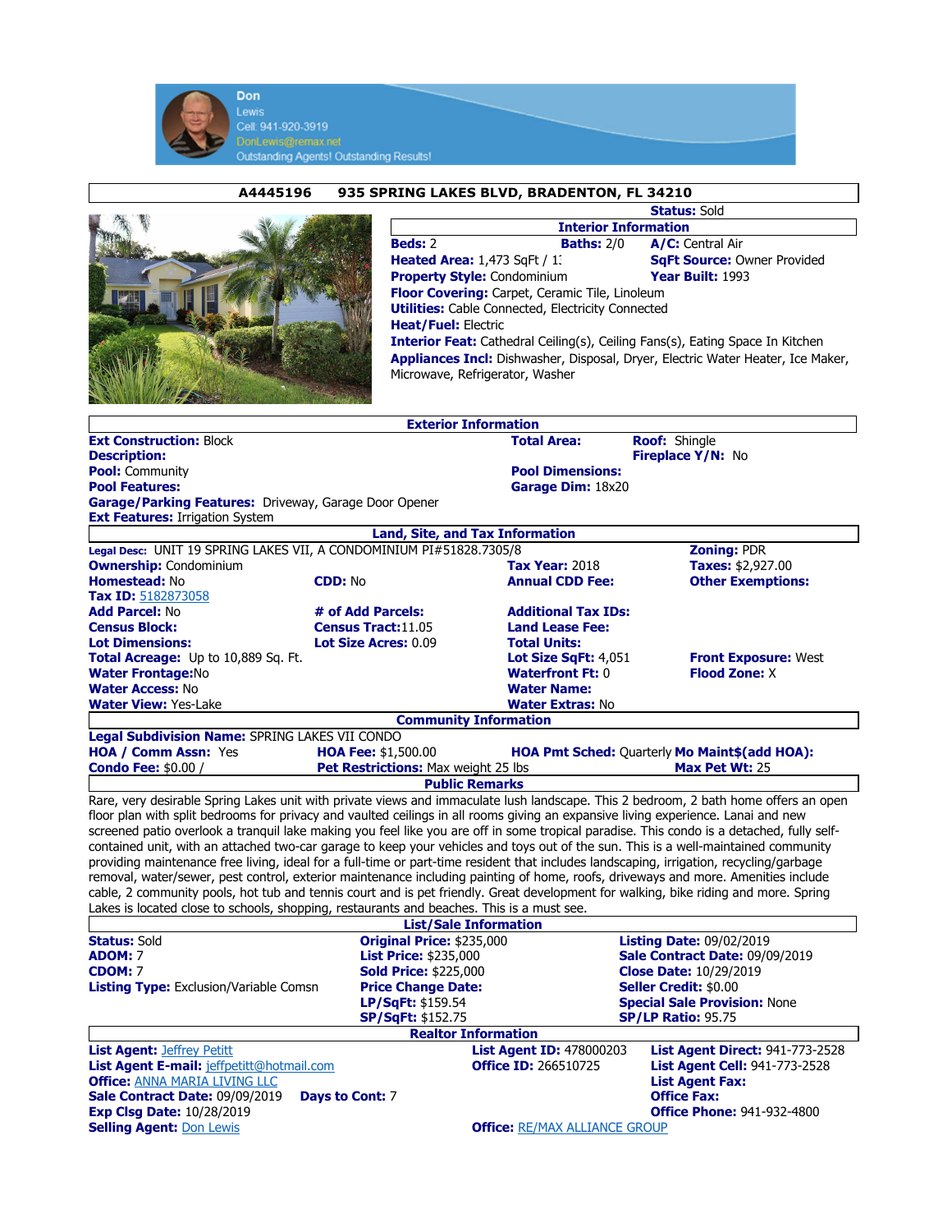**Don**
Lewis
Cell: 941-920-3919
DonLewis@remax.net
Outstanding Agents! Outstanding Results!

## A4445196 935 SPRING LAKES BLVD, BRADENTON, FL 34210

**Status:** Sold

### Interior Information

**Beds:** 2 **Baths:** 2/0 **A/C:** Central Air
**Heated Area:** 1,473 SqFt / 1: **SqFt Source:** Owner Provided
**Property Style:** Condominium **Year Built:** 1993
**Floor Covering:** Carpet, Ceramic Tile, Linoleum
**Utilities:** Cable Connected, Electricity Connected
**Heat/Fuel:** Electric
**Interior Feat:** Cathedral Ceiling(s), Ceiling Fans(s), Eating Space In Kitchen
**Appliances Incl:** Dishwasher, Disposal, Dryer, Electric Water Heater, Ice Maker, Microwave, Refrigerator, Washer

### Exterior Information

**Ext Construction:** Block **Total Area:** **Roof:** Shingle
**Description:** **Fireplace Y/N:** No
**Pool:** Community **Pool Dimensions:**
**Pool Features:** **Garage Dim:** 18x20
**Garage/Parking Features:** Driveway, Garage Door Opener
**Ext Features:** Irrigation System

### Land, Site, and Tax Information

**Legal Desc:** UNIT 19 SPRING LAKES VII, A CONDOMINIUM PI#51828.7305/8 **Zoning:** PDR
**Ownership:** Condominium **Tax Year:** 2018 **Taxes:** $2,927.00
**Homestead:** No **CDD:** No **Annual CDD Fee:** **Other Exemptions:**
**Tax ID:** 5182873058
**Add Parcel:** No **# of Add Parcels:** **Additional Tax IDs:**
**Census Block:** **Census Tract:** 11.05 **Land Lease Fee:**
**Lot Dimensions:** **Lot Size Acres:** 0.09 **Total Units:**
**Total Acreage:** Up to 10,889 Sq. Ft. **Lot Size SqFt:** 4,051 **Front Exposure:** West
**Water Frontage:** No **Waterfront Ft:** 0 **Flood Zone:** X
**Water Access:** No **Water Name:**
**Water View:** Yes-Lake **Water Extras:** No

### Community Information

**Legal Subdivision Name:** SPRING LAKES VII CONDO
**HOA / Comm Assn:** Yes **HOA Fee:** $1,500.00 **HOA Pmt Sched:** Quarterly **Mo Maint$(add HOA):**
**Condo Fee:** $0.00 / **Pet Restrictions:** Max weight 25 lbs **Max Pet Wt:** 25

### Public Remarks

Rare, very desirable Spring Lakes unit with private views and immaculate lush landscape. This 2 bedroom, 2 bath home offers an open floor plan with split bedrooms for privacy and vaulted ceilings in all rooms giving an expansive living experience. Lanai and new screened patio overlook a tranquil lake making you feel like you are off in some tropical paradise. This condo is a detached, fully self-contained unit, with an attached two-car garage to keep your vehicles and toys out of the sun. This is a well-maintained community providing maintenance free living, ideal for a full-time or part-time resident that includes landscaping, irrigation, recycling/garbage removal, water/sewer, pest control, exterior maintenance including painting of home, roofs, driveways and more. Amenities include cable, 2 community pools, hot tub and tennis court and is pet friendly. Great development for walking, bike riding and more. Spring Lakes is located close to schools, shopping, restaurants and beaches. This is a must see.

### List/Sale Information

**Status:** Sold **Original Price:** $235,000 **Listing Date:** 09/02/2019
**ADOM:** 7 **List Price:** $235,000 **Sale Contract Date:** 09/09/2019
**CDOM:** 7 **Sold Price:** $225,000 **Close Date:** 10/29/2019
**Listing Type:** Exclusion/Variable Comsn **Price Change Date:** **Seller Credit:** $0.00
**LP/SqFt:** $159.54 **Special Sale Provision:** None
**SP/SqFt:** $152.75 **SP/LP Ratio:** 95.75

### Realtor Information

**List Agent:** Jeffrey Petitt **List Agent ID:** 478000203 **List Agent Direct:** 941-773-2528
**List Agent E-mail:** jeffpetitt@hotmail.com **Office ID:** 266510725 **List Agent Cell:** 941-773-2528
**Office:** ANNA MARIA LIVING LLC **List Agent Fax:**
**Sale Contract Date:** 09/09/2019 **Days to Cont:** 7 **Office Fax:**
**Exp Clsg Date:** 10/28/2019 **Office Phone:** 941-932-4800
**Selling Agent:** Don Lewis **Office:** RE/MAX ALLIANCE GROUP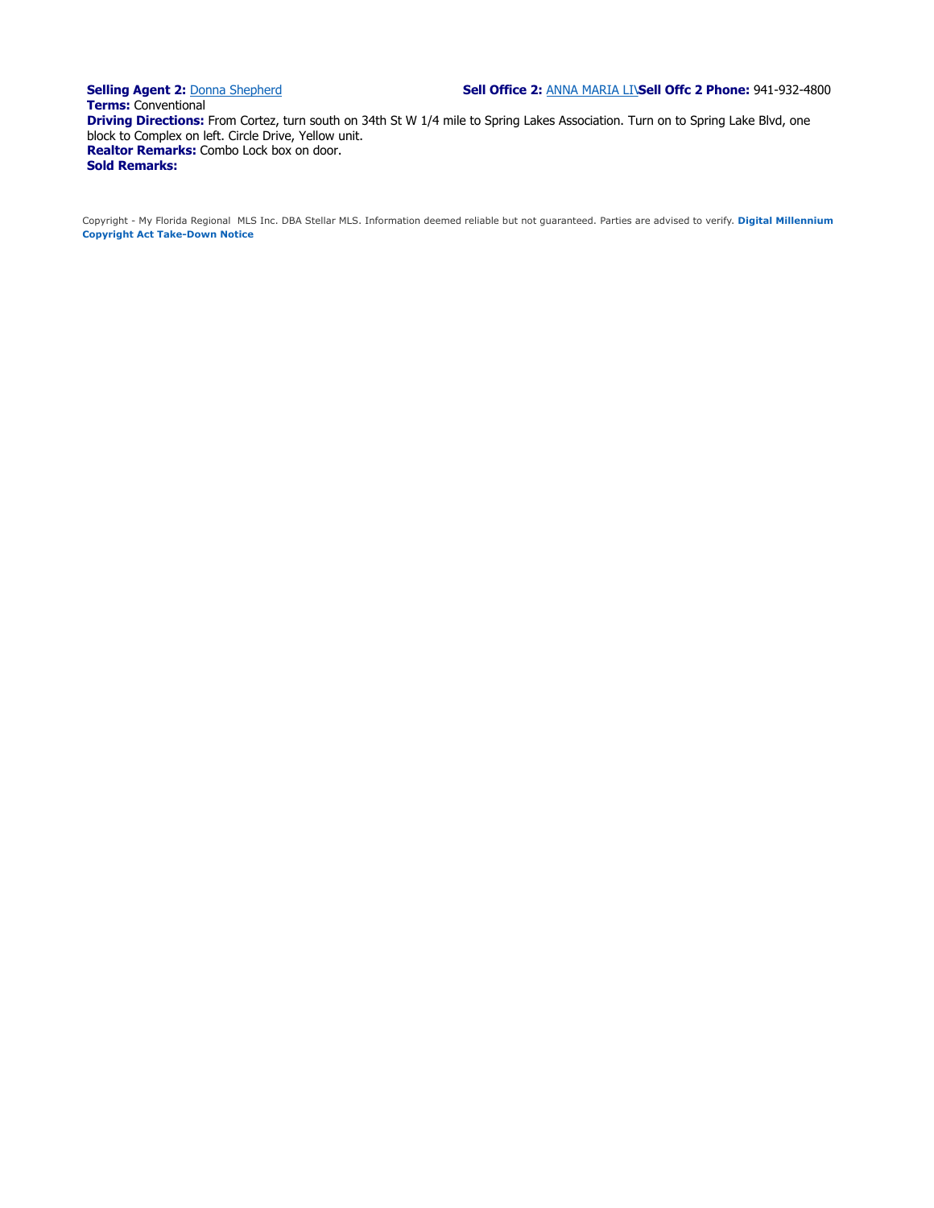**Selling Agent 2:** Donna Shepherd **Sell Office 2:** ANNA MARIA LI\ **Sell Offc 2 Phone:** 941-932-4800

**Terms:** Conventional

**Driving Directions:** From Cortez, turn south on 34th St W 1/4 mile to Spring Lakes Association. Turn on to Spring Lake Blvd, one block to Complex on left. Circle Drive, Yellow unit.

**Realtor Remarks:** Combo Lock box on door.

**Sold Remarks:**

Copyright - My Florida Regional MLS Inc. DBA Stellar MLS. Information deemed reliable but not guaranteed. Parties are advised to verify. **Digital Millennium Copyright Act Take-Down Notice**